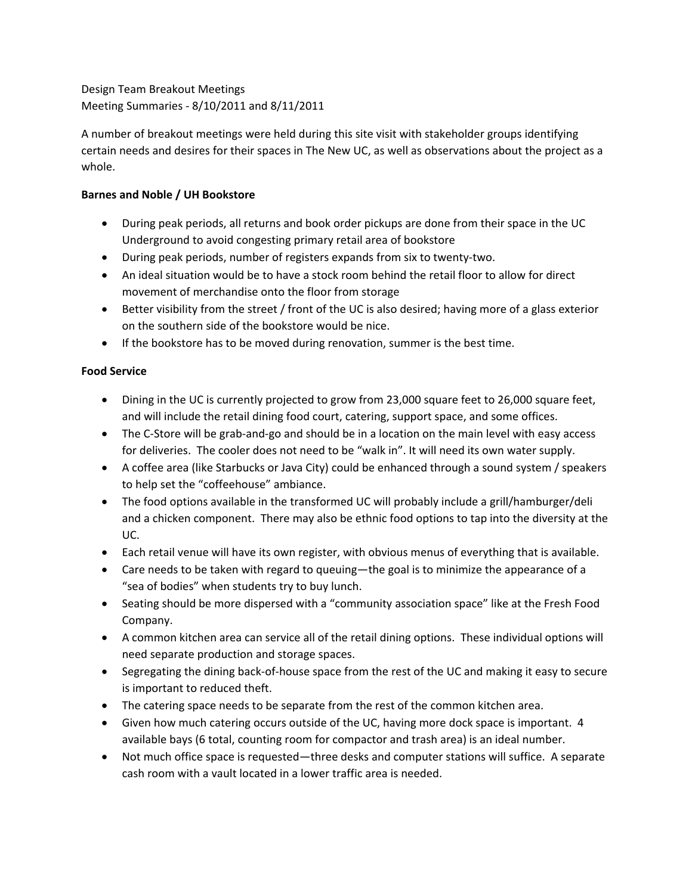Design Team Breakout Meetings
Meeting Summaries - 8/10/2011 and 8/11/2011

A number of breakout meetings were held during this site visit with stakeholder groups identifying certain needs and desires for their spaces in The New UC, as well as observations about the project as a whole.

**Barnes and Noble / UH Bookstore**

- During peak periods, all returns and book order pickups are done from their space in the UC Underground to avoid congesting primary retail area of bookstore
- During peak periods, number of registers expands from six to twenty-two.
- An ideal situation would be to have a stock room behind the retail floor to allow for direct movement of merchandise onto the floor from storage
- Better visibility from the street / front of the UC is also desired; having more of a glass exterior on the southern side of the bookstore would be nice.
- If the bookstore has to be moved during renovation, summer is the best time.

**Food Service**

- Dining in the UC is currently projected to grow from 23,000 square feet to 26,000 square feet, and will include the retail dining food court, catering, support space, and some offices.
- The C-Store will be grab-and-go and should be in a location on the main level with easy access for deliveries. The cooler does not need to be "walk in". It will need its own water supply.
- A coffee area (like Starbucks or Java City) could be enhanced through a sound system / speakers to help set the "coffeehouse" ambiance.
- The food options available in the transformed UC will probably include a grill/hamburger/deli and a chicken component. There may also be ethnic food options to tap into the diversity at the UC.
- Each retail venue will have its own register, with obvious menus of everything that is available.
- Care needs to be taken with regard to queuing—the goal is to minimize the appearance of a "sea of bodies" when students try to buy lunch.
- Seating should be more dispersed with a "community association space" like at the Fresh Food Company.
- A common kitchen area can service all of the retail dining options. These individual options will need separate production and storage spaces.
- Segregating the dining back-of-house space from the rest of the UC and making it easy to secure is important to reduced theft.
- The catering space needs to be separate from the rest of the common kitchen area.
- Given how much catering occurs outside of the UC, having more dock space is important. 4 available bays (6 total, counting room for compactor and trash area) is an ideal number.
- Not much office space is requested—three desks and computer stations will suffice. A separate cash room with a vault located in a lower traffic area is needed.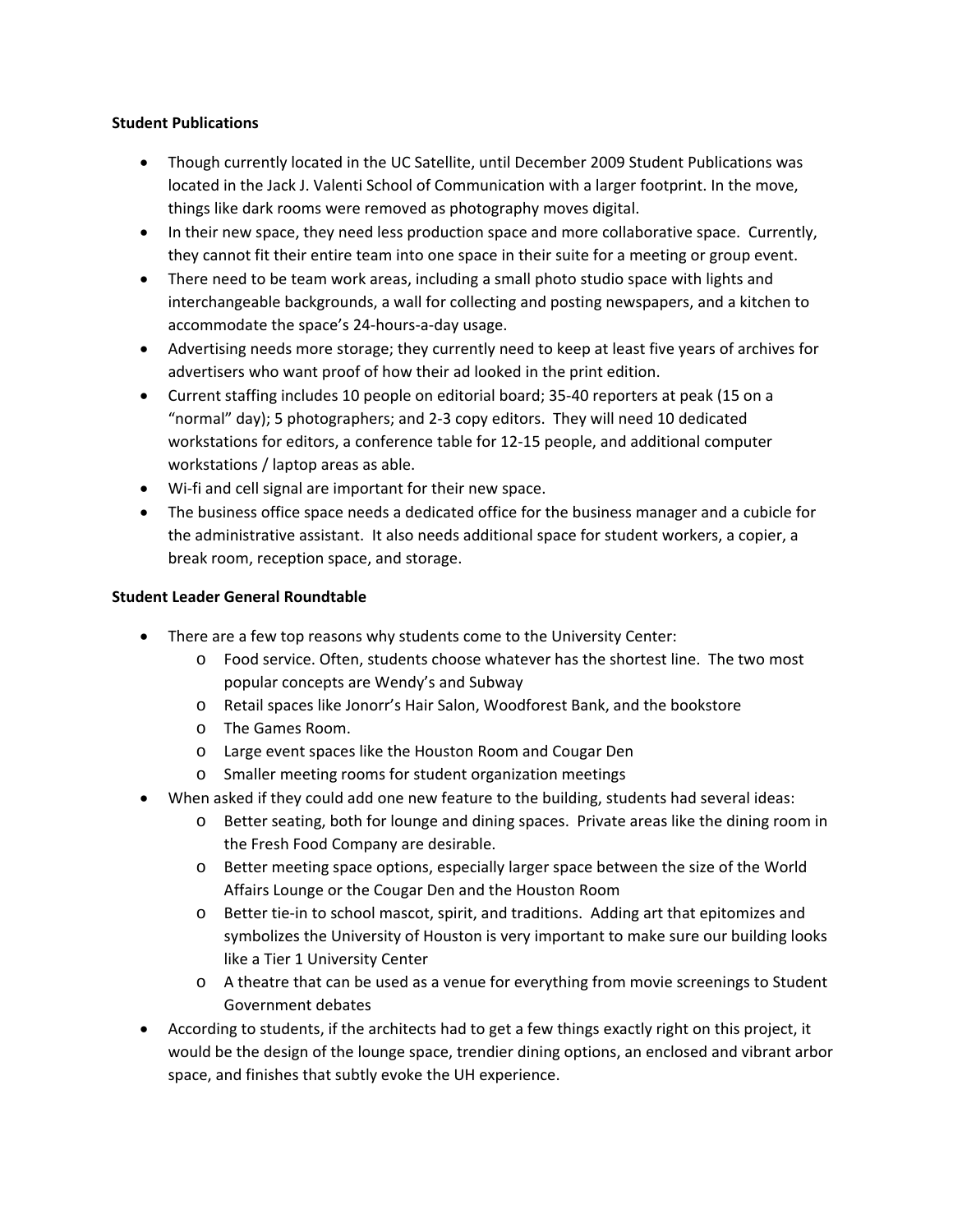**Student Publications**

- Though currently located in the UC Satellite, until December 2009 Student Publications was located in the Jack J. Valenti School of Communication with a larger footprint. In the move, things like dark rooms were removed as photography moves digital.
- In their new space, they need less production space and more collaborative space. Currently, they cannot fit their entire team into one space in their suite for a meeting or group event.
- There need to be team work areas, including a small photo studio space with lights and interchangeable backgrounds, a wall for collecting and posting newspapers, and a kitchen to accommodate the space's 24-hours-a-day usage.
- Advertising needs more storage; they currently need to keep at least five years of archives for advertisers who want proof of how their ad looked in the print edition.
- Current staffing includes 10 people on editorial board; 35-40 reporters at peak (15 on a "normal" day); 5 photographers; and 2-3 copy editors. They will need 10 dedicated workstations for editors, a conference table for 12-15 people, and additional computer workstations / laptop areas as able.
- Wi-fi and cell signal are important for their new space.
- The business office space needs a dedicated office for the business manager and a cubicle for the administrative assistant. It also needs additional space for student workers, a copier, a break room, reception space, and storage.

**Student Leader General Roundtable**

- There are a few top reasons why students come to the University Center:
    - Food service. Often, students choose whatever has the shortest line. The two most popular concepts are Wendy's and Subway
    - Retail spaces like Jonorr's Hair Salon, Woodforest Bank, and the bookstore
    - The Games Room.
    - Large event spaces like the Houston Room and Cougar Den
    - Smaller meeting rooms for student organization meetings
- When asked if they could add one new feature to the building, students had several ideas:
    - Better seating, both for lounge and dining spaces. Private areas like the dining room in the Fresh Food Company are desirable.
    - Better meeting space options, especially larger space between the size of the World Affairs Lounge or the Cougar Den and the Houston Room
    - Better tie-in to school mascot, spirit, and traditions. Adding art that epitomizes and symbolizes the University of Houston is very important to make sure our building looks like a Tier 1 University Center
    - A theatre that can be used as a venue for everything from movie screenings to Student Government debates
- According to students, if the architects had to get a few things exactly right on this project, it would be the design of the lounge space, trendier dining options, an enclosed and vibrant arbor space, and finishes that subtly evoke the UH experience.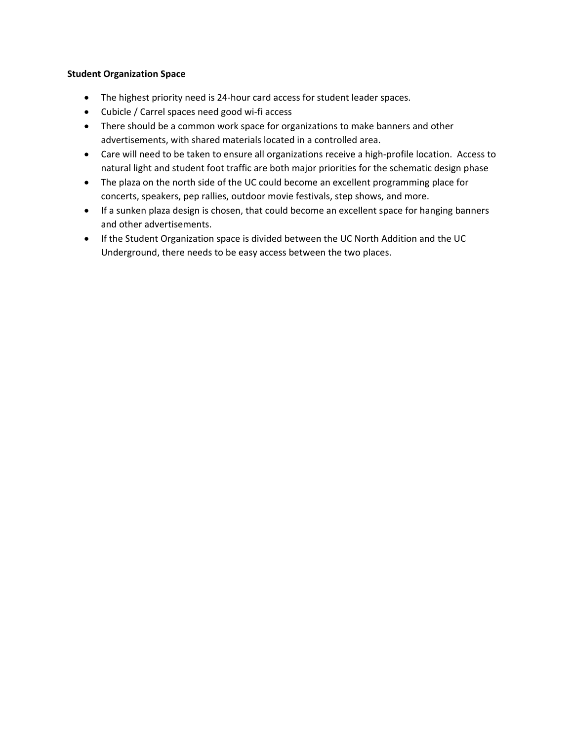**Student Organization Space**

- The highest priority need is 24-hour card access for student leader spaces.
- Cubicle / Carrel spaces need good wi-fi access
- There should be a common work space for organizations to make banners and other advertisements, with shared materials located in a controlled area.
- Care will need to be taken to ensure all organizations receive a high-profile location. Access to natural light and student foot traffic are both major priorities for the schematic design phase
- The plaza on the north side of the UC could become an excellent programming place for concerts, speakers, pep rallies, outdoor movie festivals, step shows, and more.
- If a sunken plaza design is chosen, that could become an excellent space for hanging banners and other advertisements.
- If the Student Organization space is divided between the UC North Addition and the UC Underground, there needs to be easy access between the two places.